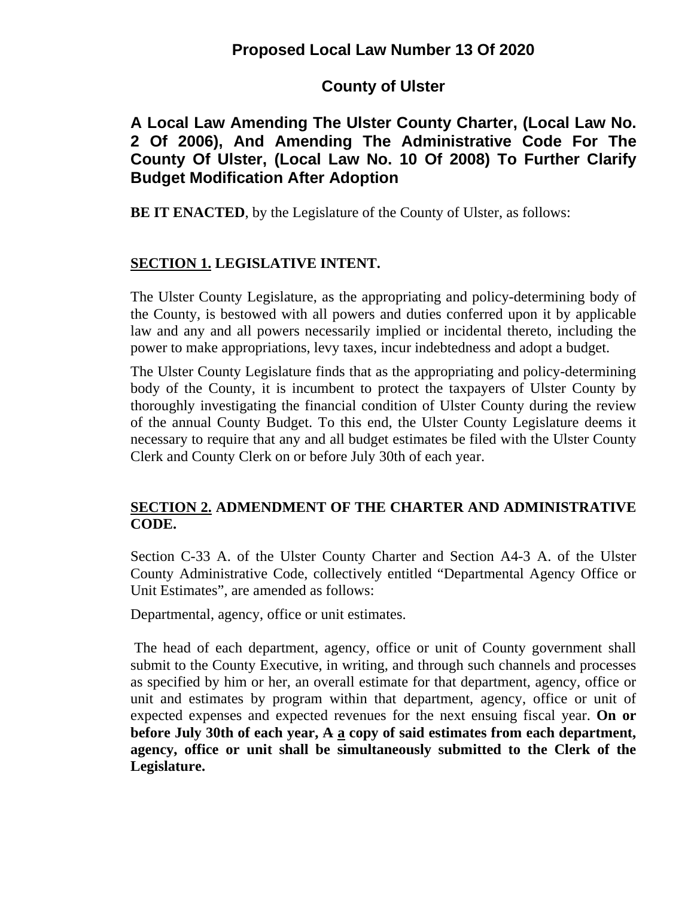# Proposed Local Law Number 13 Of 2020

## County of Ulster

## A Local Law Amending The Ulster County Charter, (Local Law No. 2 Of 2006), And Amending The Administrative Code For The County Of Ulster, (Local Law No. 10 Of 2008) To Further Clarify Budget Modification After Adoption

**BE IT ENACTED**, by the Legislature of the County of Ulster, as follows:

### SECTION 1. LEGISLATIVE INTENT.

The Ulster County Legislature, as the appropriating and policy-determining body of the County, is bestowed with all powers and duties conferred upon it by applicable law and any and all powers necessarily implied or incidental thereto, including the power to make appropriations, levy taxes, incur indebtedness and adopt a budget.

The Ulster County Legislature finds that as the appropriating and policy-determining body of the County, it is incumbent to protect the taxpayers of Ulster County by thoroughly investigating the financial condition of Ulster County during the review of the annual County Budget. To this end, the Ulster County Legislature deems it necessary to require that any and all budget estimates be filed with the Ulster County Clerk and County Clerk on or before July 30th of each year.

### SECTION 2. ADMENDMENT OF THE CHARTER AND ADMINISTRATIVE CODE.

Section C-33 A. of the Ulster County Charter and Section A4-3 A. of the Ulster County Administrative Code, collectively entitled "Departmental Agency Office or Unit Estimates", are amended as follows:

Departmental, agency, office or unit estimates.

The head of each department, agency, office or unit of County government shall submit to the County Executive, in writing, and through such channels and processes as specified by him or her, an overall estimate for that department, agency, office or unit and estimates by program within that department, agency, office or unit of expected expenses and expected revenues for the next ensuing fiscal year. **On or before July 30th of each year, ~~A~~ <u>a</u> copy of said estimates from each department, agency, office or unit shall be simultaneously submitted to the Clerk of the Legislature.**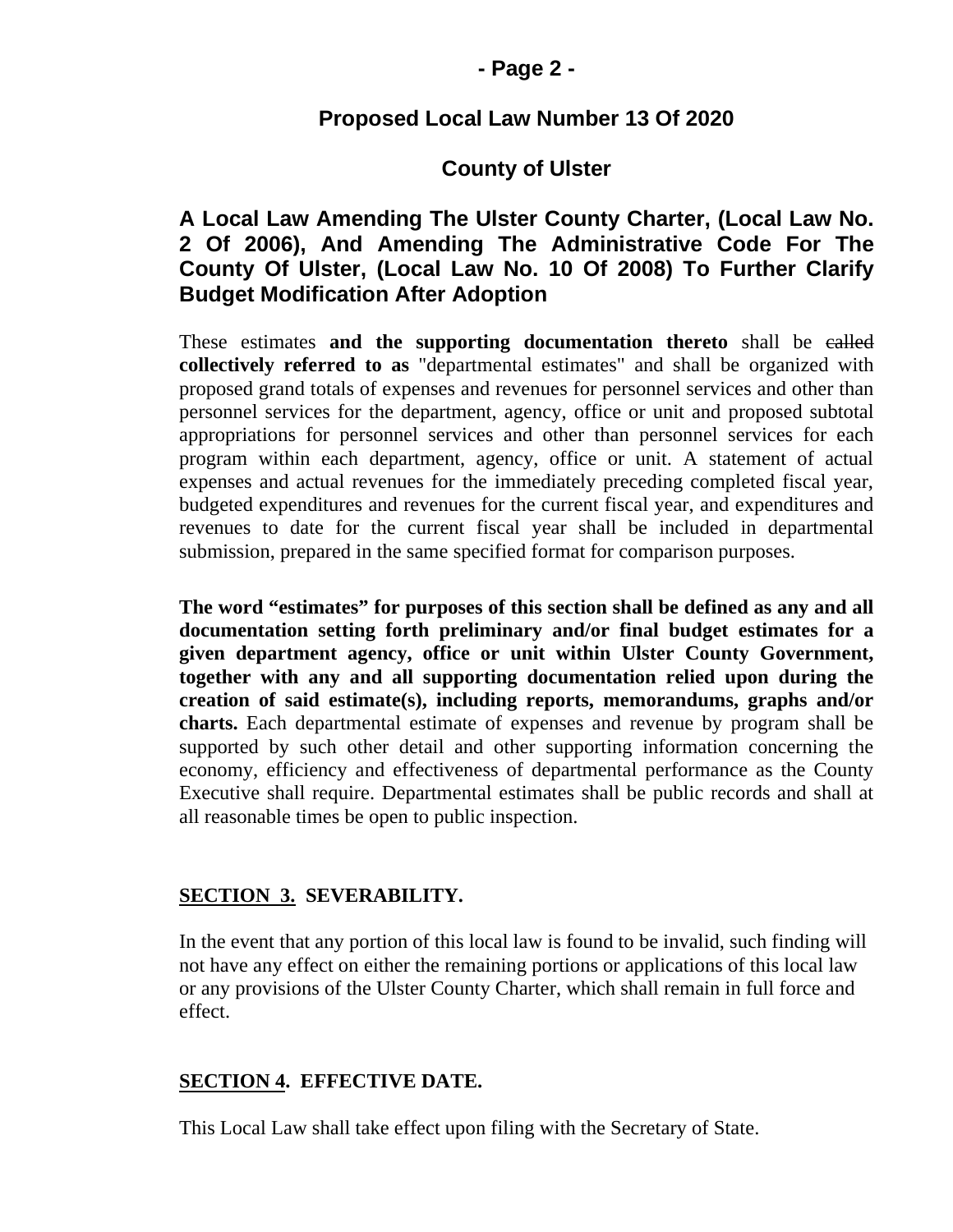## Proposed Local Law Number 13 Of 2020

## County of Ulster

## A Local Law Amending The Ulster County Charter, (Local Law No. 2 Of 2006), And Amending The Administrative Code For The County Of Ulster, (Local Law No. 10 Of 2008) To Further Clarify Budget Modification After Adoption

These estimates **and the supporting documentation thereto** shall be ~~called~~ **collectively referred to as** "departmental estimates" and shall be organized with proposed grand totals of expenses and revenues for personnel services and other than personnel services for the department, agency, office or unit and proposed subtotal appropriations for personnel services and other than personnel services for each program within each department, agency, office or unit. A statement of actual expenses and actual revenues for the immediately preceding completed fiscal year, budgeted expenditures and revenues for the current fiscal year, and expenditures and revenues to date for the current fiscal year shall be included in departmental submission, prepared in the same specified format for comparison purposes.

**The word "estimates" for purposes of this section shall be defined as any and all documentation setting forth preliminary and/or final budget estimates for a given department agency, office or unit within Ulster County Government, together with any and all supporting documentation relied upon during the creation of said estimate(s), including reports, memorandums, graphs and/or charts.** Each departmental estimate of expenses and revenue by program shall be supported by such other detail and other supporting information concerning the economy, efficiency and effectiveness of departmental performance as the County Executive shall require. Departmental estimates shall be public records and shall at all reasonable times be open to public inspection.

**SECTION 3. SEVERABILITY.**

In the event that any portion of this local law is found to be invalid, such finding will not have any effect on either the remaining portions or applications of this local law or any provisions of the Ulster County Charter, which shall remain in full force and effect.

**SECTION 4. EFFECTIVE DATE.**

This Local Law shall take effect upon filing with the Secretary of State.